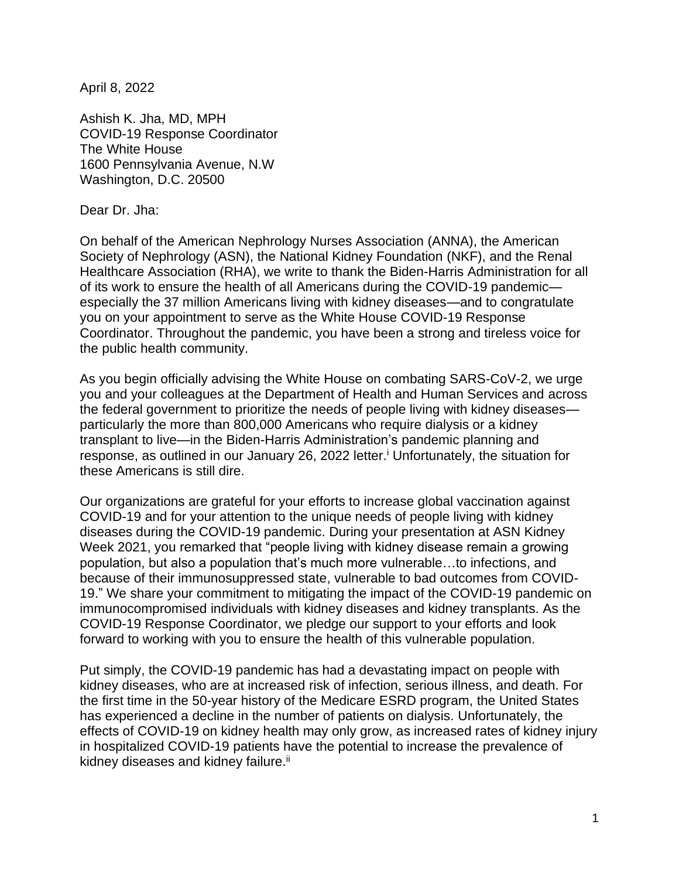April 8, 2022

Ashish K. Jha, MD, MPH
COVID-19 Response Coordinator
The White House
1600 Pennsylvania Avenue, N.W
Washington, D.C. 20500

Dear Dr. Jha:

On behalf of the American Nephrology Nurses Association (ANNA), the American Society of Nephrology (ASN), the National Kidney Foundation (NKF), and the Renal Healthcare Association (RHA), we write to thank the Biden-Harris Administration for all of its work to ensure the health of all Americans during the COVID-19 pandemic—especially the 37 million Americans living with kidney diseases—and to congratulate you on your appointment to serve as the White House COVID-19 Response Coordinator. Throughout the pandemic, you have been a strong and tireless voice for the public health community.

As you begin officially advising the White House on combating SARS-CoV-2, we urge you and your colleagues at the Department of Health and Human Services and across the federal government to prioritize the needs of people living with kidney diseases—particularly the more than 800,000 Americans who require dialysis or a kidney transplant to live—in the Biden-Harris Administration's pandemic planning and response, as outlined in our January 26, 2022 letter.[i] Unfortunately, the situation for these Americans is still dire.

Our organizations are grateful for your efforts to increase global vaccination against COVID-19 and for your attention to the unique needs of people living with kidney diseases during the COVID-19 pandemic. During your presentation at ASN Kidney Week 2021, you remarked that "people living with kidney disease remain a growing population, but also a population that's much more vulnerable…to infections, and because of their immunosuppressed state, vulnerable to bad outcomes from COVID-19." We share your commitment to mitigating the impact of the COVID-19 pandemic on immunocompromised individuals with kidney diseases and kidney transplants. As the COVID-19 Response Coordinator, we pledge our support to your efforts and look forward to working with you to ensure the health of this vulnerable population.

Put simply, the COVID-19 pandemic has had a devastating impact on people with kidney diseases, who are at increased risk of infection, serious illness, and death. For the first time in the 50-year history of the Medicare ESRD program, the United States has experienced a decline in the number of patients on dialysis. Unfortunately, the effects of COVID-19 on kidney health may only grow, as increased rates of kidney injury in hospitalized COVID-19 patients have the potential to increase the prevalence of kidney diseases and kidney failure.[ii]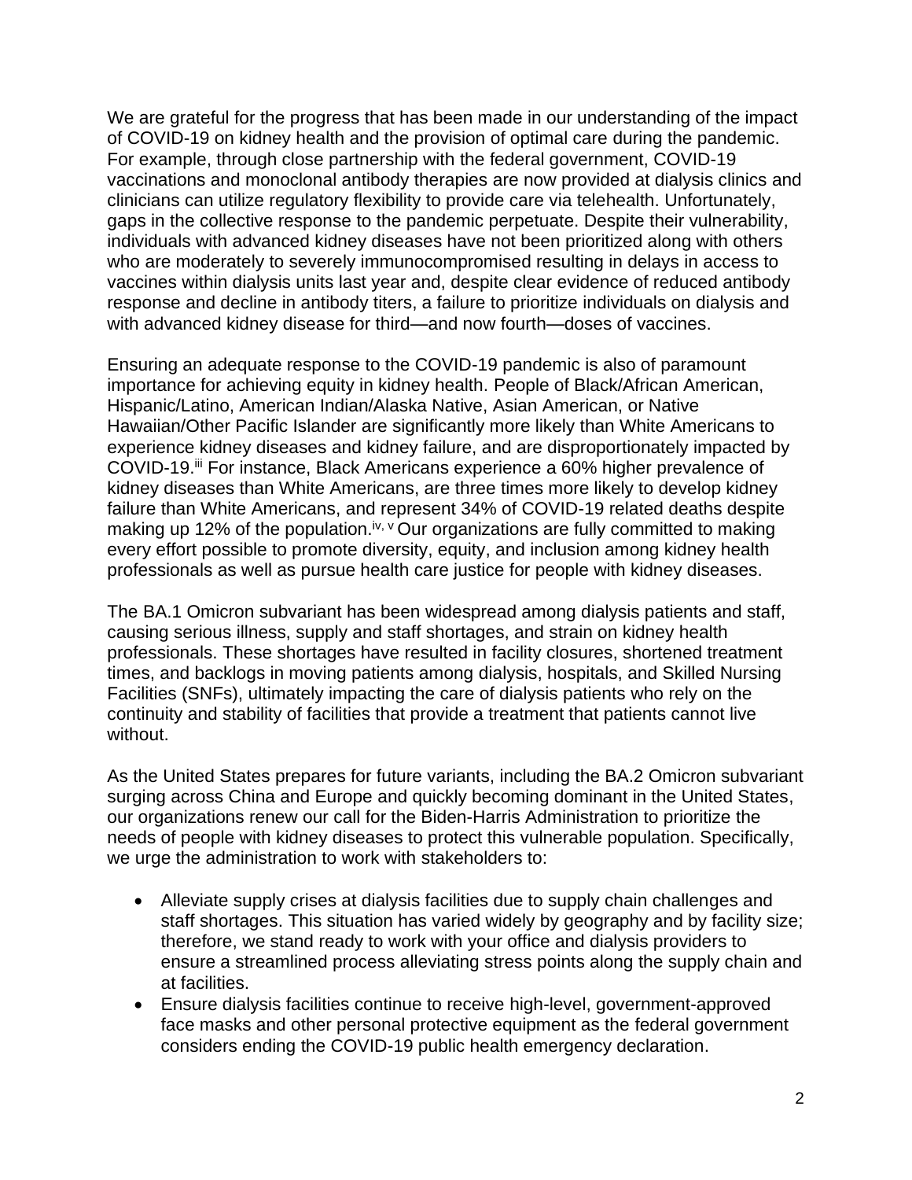We are grateful for the progress that has been made in our understanding of the impact of COVID-19 on kidney health and the provision of optimal care during the pandemic. For example, through close partnership with the federal government, COVID-19 vaccinations and monoclonal antibody therapies are now provided at dialysis clinics and clinicians can utilize regulatory flexibility to provide care via telehealth. Unfortunately, gaps in the collective response to the pandemic perpetuate. Despite their vulnerability, individuals with advanced kidney diseases have not been prioritized along with others who are moderately to severely immunocompromised resulting in delays in access to vaccines within dialysis units last year and, despite clear evidence of reduced antibody response and decline in antibody titers, a failure to prioritize individuals on dialysis and with advanced kidney disease for third—and now fourth—doses of vaccines.

Ensuring an adequate response to the COVID-19 pandemic is also of paramount importance for achieving equity in kidney health. People of Black/African American, Hispanic/Latino, American Indian/Alaska Native, Asian American, or Native Hawaiian/Other Pacific Islander are significantly more likely than White Americans to experience kidney diseases and kidney failure, and are disproportionately impacted by COVID-19.[iii] For instance, Black Americans experience a 60% higher prevalence of kidney diseases than White Americans, are three times more likely to develop kidney failure than White Americans, and represent 34% of COVID-19 related deaths despite making up 12% of the population.[iv, v] Our organizations are fully committed to making every effort possible to promote diversity, equity, and inclusion among kidney health professionals as well as pursue health care justice for people with kidney diseases.

The BA.1 Omicron subvariant has been widespread among dialysis patients and staff, causing serious illness, supply and staff shortages, and strain on kidney health professionals. These shortages have resulted in facility closures, shortened treatment times, and backlogs in moving patients among dialysis, hospitals, and Skilled Nursing Facilities (SNFs), ultimately impacting the care of dialysis patients who rely on the continuity and stability of facilities that provide a treatment that patients cannot live without.

As the United States prepares for future variants, including the BA.2 Omicron subvariant surging across China and Europe and quickly becoming dominant in the United States, our organizations renew our call for the Biden-Harris Administration to prioritize the needs of people with kidney diseases to protect this vulnerable population. Specifically, we urge the administration to work with stakeholders to:

- Alleviate supply crises at dialysis facilities due to supply chain challenges and staff shortages. This situation has varied widely by geography and by facility size; therefore, we stand ready to work with your office and dialysis providers to ensure a streamlined process alleviating stress points along the supply chain and at facilities.
- Ensure dialysis facilities continue to receive high-level, government-approved face masks and other personal protective equipment as the federal government considers ending the COVID-19 public health emergency declaration.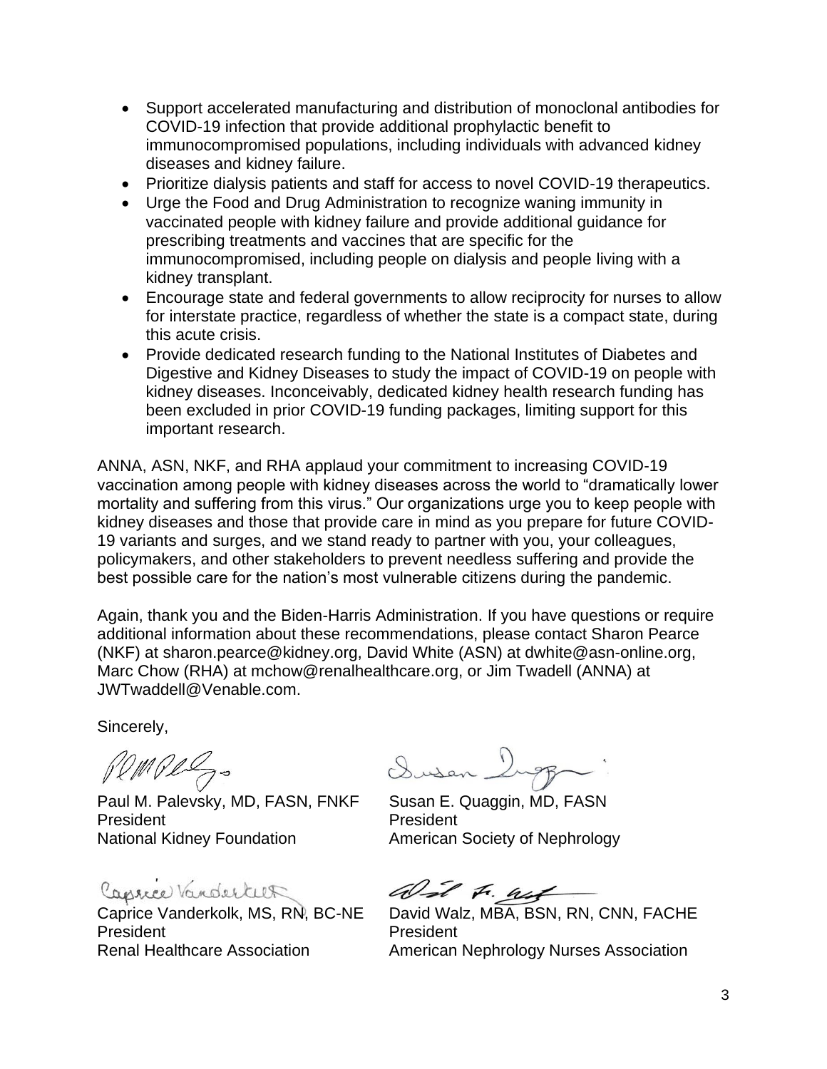- Support accelerated manufacturing and distribution of monoclonal antibodies for COVID-19 infection that provide additional prophylactic benefit to immunocompromised populations, including individuals with advanced kidney diseases and kidney failure.
- Prioritize dialysis patients and staff for access to novel COVID-19 therapeutics.
- Urge the Food and Drug Administration to recognize waning immunity in vaccinated people with kidney failure and provide additional guidance for prescribing treatments and vaccines that are specific for the immunocompromised, including people on dialysis and people living with a kidney transplant.
- Encourage state and federal governments to allow reciprocity for nurses to allow for interstate practice, regardless of whether the state is a compact state, during this acute crisis.
- Provide dedicated research funding to the National Institutes of Diabetes and Digestive and Kidney Diseases to study the impact of COVID-19 on people with kidney diseases. Inconceivably, dedicated kidney health research funding has been excluded in prior COVID-19 funding packages, limiting support for this important research.

ANNA, ASN, NKF, and RHA applaud your commitment to increasing COVID-19 vaccination among people with kidney diseases across the world to "dramatically lower mortality and suffering from this virus." Our organizations urge you to keep people with kidney diseases and those that provide care in mind as you prepare for future COVID-19 variants and surges, and we stand ready to partner with you, your colleagues, policymakers, and other stakeholders to prevent needless suffering and provide the best possible care for the nation's most vulnerable citizens during the pandemic.

Again, thank you and the Biden-Harris Administration. If you have questions or require additional information about these recommendations, please contact Sharon Pearce (NKF) at sharon.pearce@kidney.org, David White (ASN) at dwhite@asn-online.org, Marc Chow (RHA) at mchow@renalhealthcare.org, or Jim Twadell (ANNA) at JWTwaddell@Venable.com.

Sincerely,

Paul M. Palevsky, MD, FASN, FNKF
President
National Kidney Foundation

Susan E. Quaggin, MD, FASN
President
American Society of Nephrology

Caprice Vanderkolk, MS, RN, BC-NE
President
Renal Healthcare Association

David Walz, MBA, BSN, RN, CNN, FACHE
President
American Nephrology Nurses Association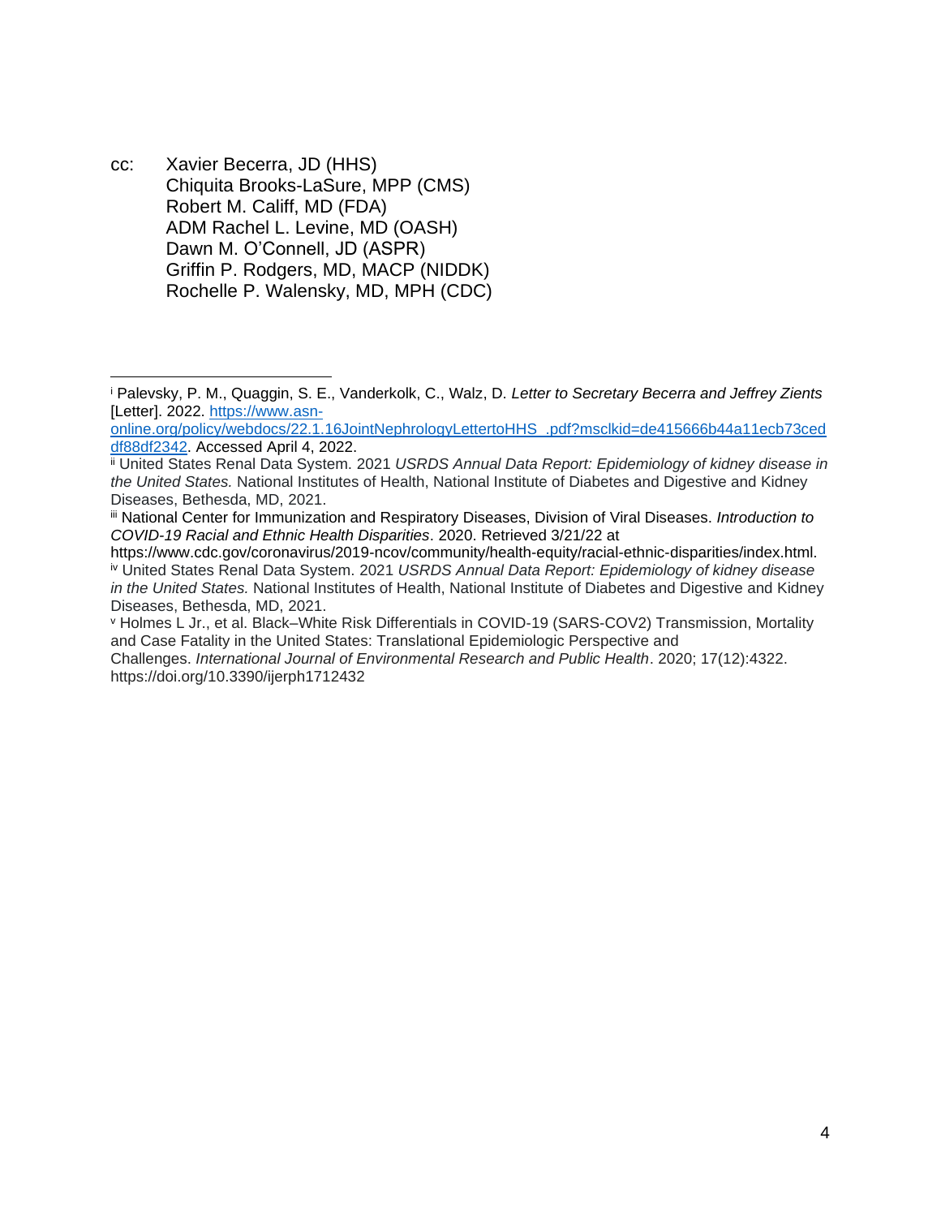cc: Xavier Becerra, JD (HHS)
Chiquita Brooks-LaSure, MPP (CMS)
Robert M. Califf, MD (FDA)
ADM Rachel L. Levine, MD (OASH)
Dawn M. O'Connell, JD (ASPR)
Griffin P. Rodgers, MD, MACP (NIDDK)
Rochelle P. Walensky, MD, MPH (CDC)

---

[i] Palevsky, P. M., Quaggin, S. E., Vanderkolk, C., Walz, D. *Letter to Secretary Becerra and Jeffrey Zients* [Letter]. 2022. [https://www.asn-online.org/policy/webdocs/22.1.16JointNephrologyLettertoHHS_.pdf?msclkid=de415666b44a11ecb73cedf88df2342](https://www.asn-online.org/policy/webdocs/22.1.16JointNephrologyLettertoHHS_.pdf?msclkid=de415666b44a11ecb73cedf88df2342). Accessed April 4, 2022.

[ii] United States Renal Data System. 2021 *USRDS Annual Data Report: Epidemiology of kidney disease in the United States.* National Institutes of Health, National Institute of Diabetes and Digestive and Kidney Diseases, Bethesda, MD, 2021.

[iii] National Center for Immunization and Respiratory Diseases, Division of Viral Diseases. *Introduction to COVID-19 Racial and Ethnic Health Disparities*. 2020. Retrieved 3/21/22 at https://www.cdc.gov/coronavirus/2019-ncov/community/health-equity/racial-ethnic-disparities/index.html.

[iv] United States Renal Data System. 2021 *USRDS Annual Data Report: Epidemiology of kidney disease in the United States.* National Institutes of Health, National Institute of Diabetes and Digestive and Kidney Diseases, Bethesda, MD, 2021.

[v] Holmes L Jr., et al. Black–White Risk Differentials in COVID-19 (SARS-COV2) Transmission, Mortality and Case Fatality in the United States: Translational Epidemiologic Perspective and Challenges. *International Journal of Environmental Research and Public Health*. 2020; 17(12):4322. https://doi.org/10.3390/ijerph1712432